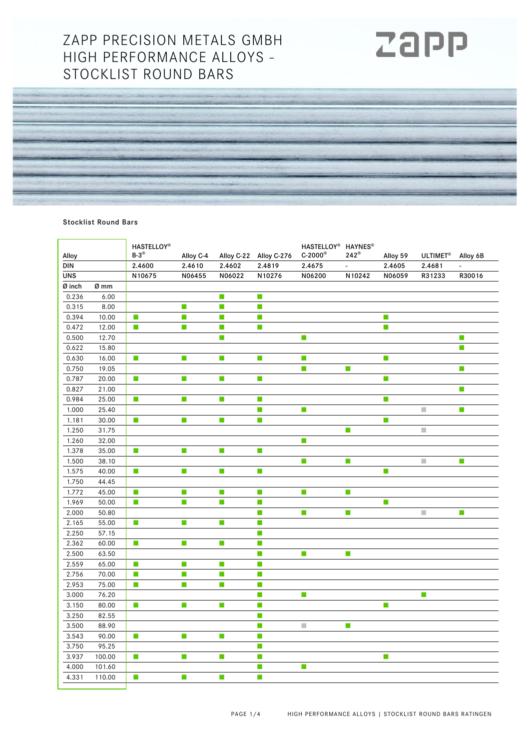# ZAPP PRECISION METALS GMBH HIGH PERFORMANCE ALLOYS – STOCKLIST ROUND BARS

zapp

Stocklist Round Bars

| Alloy | | HASTELLOY® B-3® | Alloy C-4 | Alloy C-22 | Alloy C-276 | HASTELLOY® C-2000® | HAYNES® 242® | Alloy 59 | ULTIMET® | Alloy 6B |
|---|---|---|---|---|---|---|---|---|---|---|
| DIN | | 2.4600 | 2.4610 | 2.4602 | 2.4819 | 2.4675 | - | 2.4605 | 2.4681 | - |
| UNS | | N10675 | N06455 | N06022 | N10276 | N06200 | N10242 | N06059 | R31233 | R30016 |
| Ø inch | Ø mm | | | | | | | | | |
| 0.236 | 6.00 | | | ■ | ■ | | | | | |
| 0.315 | 8.00 | | ■ | ■ | ■ | | | | | |
| 0.394 | 10.00 | ■ | ■ | ■ | ■ | | | ■ | | |
| 0.472 | 12.00 | ■ | ■ | ■ | ■ | | | ■ | | |
| 0.500 | 12.70 | | | ■ | | ■ | | | | ■ |
| 0.622 | 15.80 | | | | | | | | | ■ |
| 0.630 | 16.00 | ■ | ■ | ■ | ■ | ■ | | ■ | | |
| 0.750 | 19.05 | | | | | ■ | ■ | | | ■ |
| 0.787 | 20.00 | ■ | ■ | ■ | ■ | | | ■ | | |
| 0.827 | 21.00 | | | | | | | | | ■ |
| 0.984 | 25.00 | ■ | ■ | ■ | ■ | | | ■ | | |
| 1.000 | 25.40 | | | | ■ | ■ | | | □ | ■ |
| 1.181 | 30.00 | ■ | ■ | ■ | ■ | | | ■ | | |
| 1.250 | 31.75 | | | | | | ■ | | □ | |
| 1.260 | 32.00 | | | | | ■ | | | | |
| 1.378 | 35.00 | ■ | ■ | ■ | ■ | | | | | |
| 1.500 | 38.10 | | | | | ■ | ■ | | □ | ■ |
| 1.575 | 40.00 | ■ | ■ | ■ | ■ | | | ■ | | |
| 1.750 | 44.45 | | | | | | | | | |
| 1.772 | 45.00 | ■ | ■ | ■ | ■ | ■ | ■ | | | |
| 1.969 | 50.00 | ■ | ■ | ■ | ■ | | | ■ | | |
| 2.000 | 50.80 | | | | ■ | ■ | ■ | | □ | ■ |
| 2.165 | 55.00 | ■ | ■ | ■ | ■ | | | | | |
| 2.250 | 57.15 | | | | ■ | | | | | |
| 2.362 | 60.00 | ■ | ■ | ■ | ■ | | | | | |
| 2.500 | 63.50 | | | | ■ | ■ | ■ | | | |
| 2.559 | 65.00 | ■ | ■ | ■ | ■ | | | | | |
| 2.756 | 70.00 | ■ | ■ | ■ | ■ | | | | | |
| 2.953 | 75.00 | ■ | ■ | ■ | ■ | | | | | |
| 3.000 | 76.20 | | | | ■ | ■ | | | ■ | |
| 3.150 | 80.00 | ■ | ■ | ■ | ■ | | | ■ | | |
| 3.250 | 82.55 | | | | ■ | | | | | |
| 3.500 | 88.90 | | | | ■ | □ | ■ | | | |
| 3.543 | 90.00 | ■ | ■ | ■ | ■ | | | | | |
| 3.750 | 95.25 | | | | ■ | | | | | |
| 3.937 | 100.00 | ■ | ■ | ■ | ■ | | | ■ | | |
| 4.000 | 101.60 | | | | ■ | ■ | | | | |
| 4.331 | 110.00 | ■ | ■ | ■ | ■ | | | | | |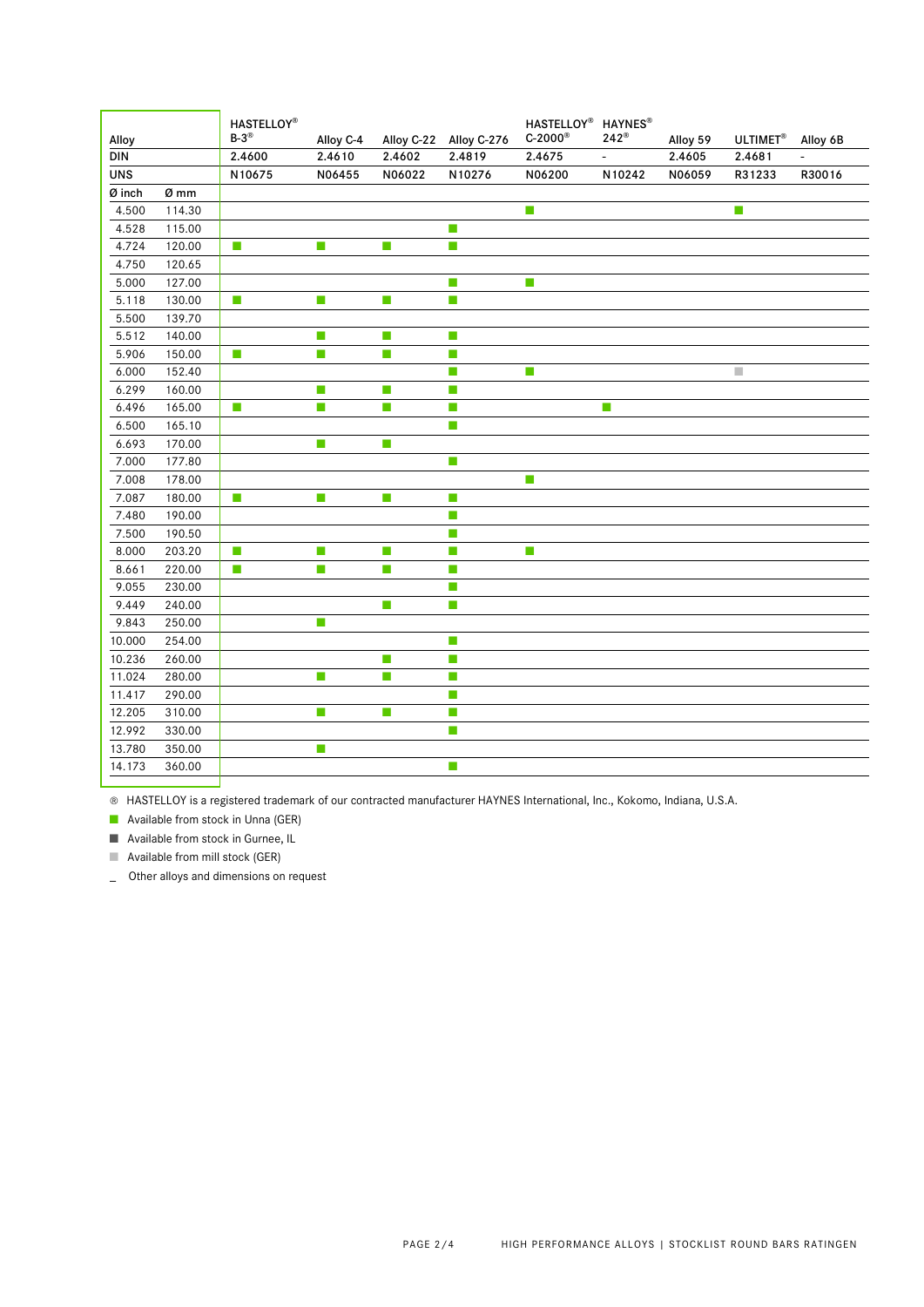| Alloy | | HASTELLOY® B-3® | Alloy C-4 | Alloy C-22 | Alloy C-276 | HASTELLOY® C-2000® | HAYNES® 242® | Alloy 59 | ULTIMET® | Alloy 6B |
|---|---|---|---|---|---|---|---|---|---|---|
| DIN | | 2.4600 | 2.4610 | 2.4602 | 2.4819 | 2.4675 | - | 2.4605 | 2.4681 | - |
| UNS | | N10675 | N06455 | N06022 | N10276 | N06200 | N10242 | N06059 | R31233 | R30016 |
| Ø inch | Ø mm | | | | | | | | | |
| 4.500 | 114.30 | | | | | ■ | | | ■ | |
| 4.528 | 115.00 | | | | ■ | | | | | |
| 4.724 | 120.00 | ■ | ■ | ■ | ■ | | | | | |
| 4.750 | 120.65 | | | | | | | | | |
| 5.000 | 127.00 | | | | ■ | ■ | | | | |
| 5.118 | 130.00 | ■ | ■ | ■ | ■ | | | | | |
| 5.500 | 139.70 | | | | | | | | | |
| 5.512 | 140.00 | | ■ | ■ | ■ | | | | | |
| 5.906 | 150.00 | ■ | ■ | ■ | ■ | | | | | |
| 6.000 | 152.40 | | | | ■ | ■ | | | □ | |
| 6.299 | 160.00 | | ■ | ■ | ■ | | | | | |
| 6.496 | 165.00 | ■ | ■ | ■ | ■ | | ■ | | | |
| 6.500 | 165.10 | | | | ■ | | | | | |
| 6.693 | 170.00 | | ■ | ■ | | | | | | |
| 7.000 | 177.80 | | | | ■ | | | | | |
| 7.008 | 178.00 | | | | | ■ | | | | |
| 7.087 | 180.00 | ■ | ■ | ■ | ■ | | | | | |
| 7.480 | 190.00 | | | | ■ | | | | | |
| 7.500 | 190.50 | | | | ■ | | | | | |
| 8.000 | 203.20 | ■ | ■ | ■ | ■ | ■ | | | | |
| 8.661 | 220.00 | ■ | ■ | ■ | ■ | | | | | |
| 9.055 | 230.00 | | | | ■ | | | | | |
| 9.449 | 240.00 | | | ■ | ■ | | | | | |
| 9.843 | 250.00 | | ■ | | | | | | | |
| 10.000 | 254.00 | | | | ■ | | | | | |
| 10.236 | 260.00 | | | ■ | ■ | | | | | |
| 11.024 | 280.00 | | ■ | ■ | ■ | | | | | |
| 11.417 | 290.00 | | | | ■ | | | | | |
| 12.205 | 310.00 | | ■ | ■ | ■ | | | | | |
| 12.992 | 330.00 | | | | ■ | | | | | |
| 13.780 | 350.00 | | ■ | | | | | | | |
| 14.173 | 360.00 | | | | ■ | | | | | |

® HASTELLOY is a registered trademark of our contracted manufacturer HAYNES International, Inc., Kokomo, Indiana, U.S.A.

■ Available from stock in Unna (GER)

◼ Available from stock in Gurnee, IL

□ Available from mill stock (GER)

_ Other alloys and dimensions on request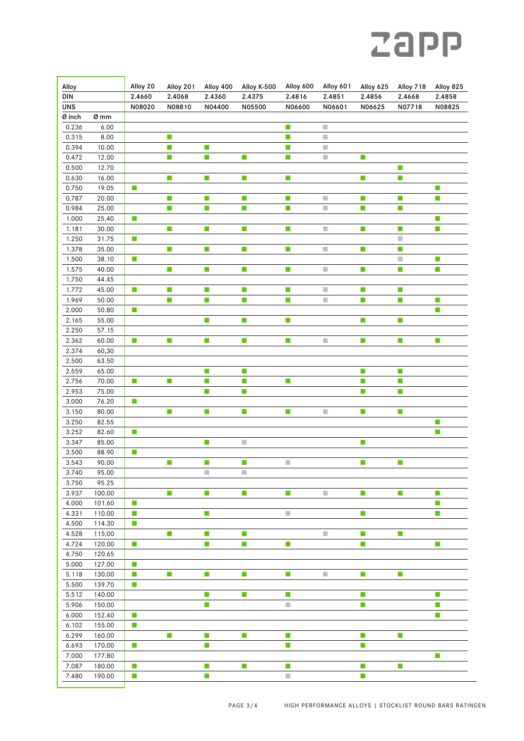| Alloy | | Alloy 20 | Alloy 201 | Alloy 400 | Alloy K-500 | Alloy 600 | Alloy 601 | Alloy 625 | Alloy 718 | Alloy 825 |
|---|---|---|---|---|---|---|---|---|---|---|
| DIN | | 2.4660 | 2.4068 | 2.4360 | 2.4375 | 2.4816 | 2.4851 | 2.4856 | 2.4668 | 2.4858 |
| UNS | | N08020 | N08810 | N04400 | N05500 | N06600 | N06601 | N06625 | N07718 | N08825 |
| Ø inch | Ø mm | | | | | | | | | |
| 0.236 | 6.00 | | | | | ■ | □ | | | |
| 0.315 | 8.00 | | ■ | | | ■ | □ | | | |
| 0.394 | 10.00 | | ■ | ■ | | ■ | □ | | | |
| 0.472 | 12.00 | | ■ | ■ | ■ | ■ | □ | ■ | | |
| 0.500 | 12.70 | | | | | | | | ■ | |
| 0.630 | 16.00 | | ■ | ■ | ■ | ■ | | ■ | ■ | |
| 0.750 | 19.05 | ■ | | | | | | | | ■ |
| 0.787 | 20.00 | | ■ | ■ | ■ | ■ | □ | ■ | ■ | ■ |
| 0.984 | 25.00 | | ■ | ■ | ■ | ■ | □ | ■ | ■ | |
| 1.000 | 25.40 | ■ | | | | | | | | ■ |
| 1.181 | 30.00 | | ■ | ■ | ■ | ■ | □ | ■ | ■ | ■ |
| 1.250 | 31.75 | ■ | | | | | | | □ | |
| 1.378 | 35.00 | | ■ | ■ | ■ | ■ | □ | ■ | ■ | |
| 1.500 | 38.10 | ■ | | | | | | | □ | ■ |
| 1.575 | 40.00 | | ■ | ■ | ■ | ■ | □ | ■ | ■ | ■ |
| 1.750 | 44.45 | | | | | | | | | |
| 1.772 | 45.00 | ■ | ■ | ■ | ■ | ■ | □ | ■ | ■ | |
| 1.969 | 50.00 | | ■ | ■ | ■ | ■ | □ | ■ | ■ | ■ |
| 2.000 | 50.80 | ■ | | | | | | | | ■ |
| 2.165 | 55.00 | | | ■ | ■ | ■ | | ■ | ■ | |
| 2.250 | 57.15 | | | | | | | | | |
| 2.362 | 60.00 | ■ | ■ | ■ | ■ | ■ | □ | ■ | ■ | ■ |
| 2.374 | 60,30 | | | | | | | | | |
| 2.500 | 63.50 | | | | | | | | | |
| 2.559 | 65.00 | | | ■ | ■ | | | ■ | ■ | |
| 2.756 | 70.00 | ■ | ■ | ■ | ■ | ■ | | ■ | ■ | |
| 2.953 | 75.00 | | | ■ | ■ | | | ■ | ■ | |
| 3.000 | 76.20 | ■ | | | | | | | | |
| 3.150 | 80.00 | | ■ | ■ | ■ | ■ | □ | ■ | ■ | |
| 3.250 | 82.55 | | | | | | | | | ■ |
| 3.252 | 82.60 | ■ | | | | | | | | ■ |
| 3.347 | 85.00 | | | ■ | □ | | | ■ | | |
| 3.500 | 88.90 | ■ | | | | | | | | |
| 3.543 | 90.00 | | ■ | ■ | ■ | □ | | ■ | ■ | |
| 3.740 | 95.00 | | | □ | □ | | | | | |
| 3.750 | 95.25 | | | | | | | | | |
| 3.937 | 100.00 | | ■ | ■ | ■ | ■ | □ | ■ | ■ | ■ |
| 4.000 | 101.60 | ■ | | | | | | | | ■ |
| 4.331 | 110.00 | ■ | | ■ | | □ | | ■ | | ■ |
| 4.500 | 114.30 | ■ | | | | | | | | |
| 4.528 | 115.00 | | ■ | ■ | ■ | | □ | ■ | ■ | |
| 4.724 | 120.00 | ■ | | ■ | ■ | ■ | | ■ | | ■ |
| 4.750 | 120.65 | | | | | | | | | |
| 5.000 | 127.00 | ■ | | | | | | | | |
| 5.118 | 130.00 | ■ | ■ | ■ | ■ | ■ | □ | ■ | ■ | |
| 5.500 | 139.70 | ■ | | | | | | | | |
| 5.512 | 140.00 | | | ■ | ■ | ■ | | ■ | | ■ |
| 5.906 | 150.00 | | | ■ | | □ | | ■ | | ■ |
| 6.000 | 152.40 | ■ | | | | | | | | ■ |
| 6.102 | 155.00 | ■ | | | | | | | | |
| 6.299 | 160.00 | | ■ | ■ | ■ | ■ | | ■ | ■ | |
| 6.693 | 170.00 | ■ | | ■ | | ■ | | ■ | | |
| 7.000 | 177.80 | | | | | | | | | ■ |
| 7.087 | 180.00 | ■ | | ■ | ■ | ■ | | ■ | ■ | |
| 7.480 | 190.00 | ■ | | ■ | | □ | | ■ | | |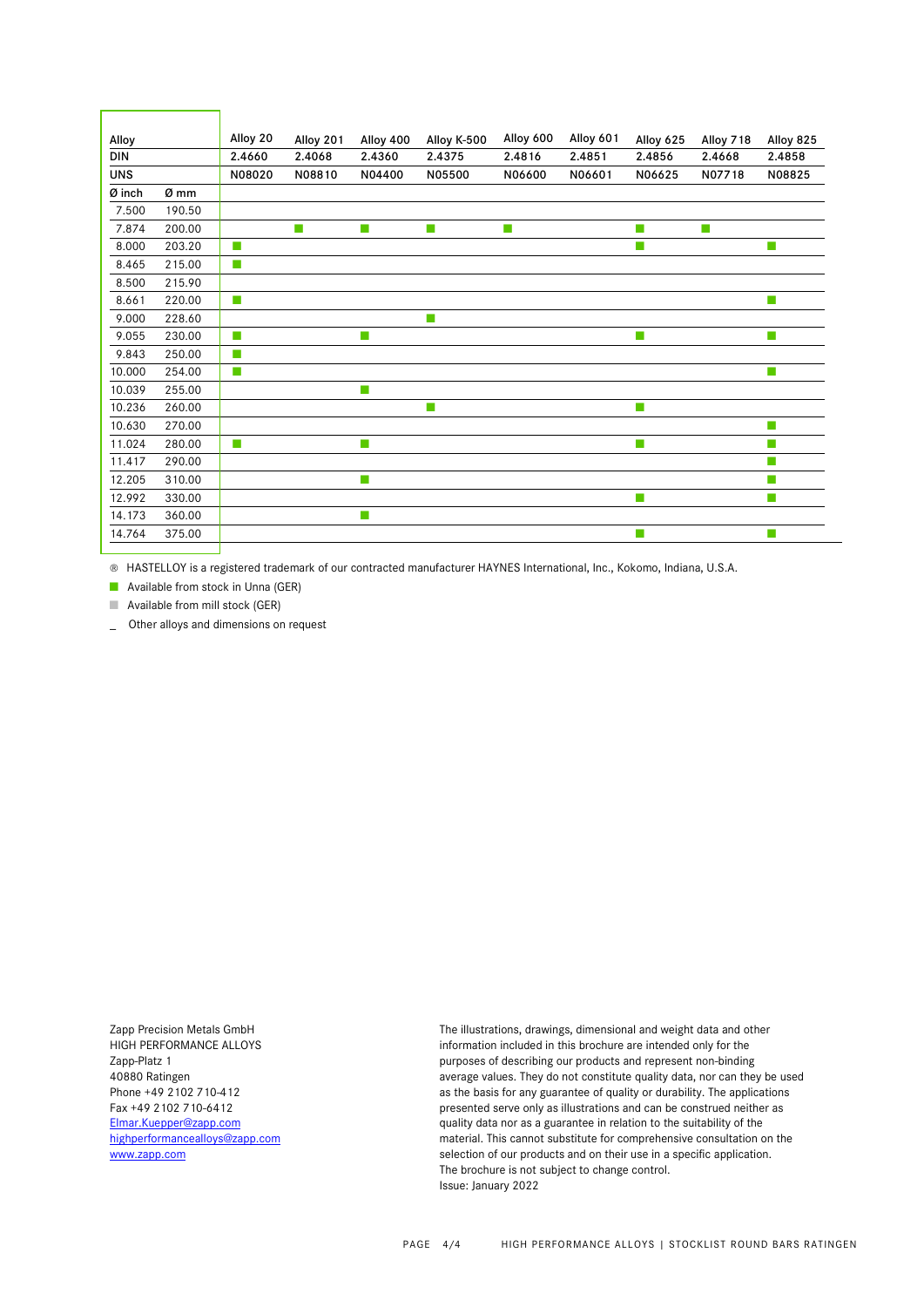| Alloy | | Alloy 20 | Alloy 201 | Alloy 400 | Alloy K-500 | Alloy 600 | Alloy 601 | Alloy 625 | Alloy 718 | Alloy 825 |
|---|---|---|---|---|---|---|---|---|---|---|
| DIN | | 2.4660 | 2.4068 | 2.4360 | 2.4375 | 2.4816 | 2.4851 | 2.4856 | 2.4668 | 2.4858 |
| UNS | | N08020 | N08810 | N04400 | N05500 | N06600 | N06601 | N06625 | N07718 | N08825 |
| Ø inch | Ø mm | | | | | | | | | |
| 7.500 | 190.50 | | | | | | | | | |
| 7.874 | 200.00 | | ■ | ■ | ■ | ■ | | ■ | ■ | |
| 8.000 | 203.20 | ■ | | | | | | ■ | | ■ |
| 8.465 | 215.00 | ■ | | | | | | | | |
| 8.500 | 215.90 | | | | | | | | | |
| 8.661 | 220.00 | ■ | | | | | | | | ■ |
| 9.000 | 228.60 | | | | ■ | | | | | |
| 9.055 | 230.00 | ■ | | ■ | | | | ■ | | ■ |
| 9.843 | 250.00 | ■ | | | | | | | | |
| 10.000 | 254.00 | ■ | | | | | | | | ■ |
| 10.039 | 255.00 | | | ■ | | | | | | |
| 10.236 | 260.00 | | | | ■ | | | ■ | | |
| 10.630 | 270.00 | | | | | | | | | ■ |
| 11.024 | 280.00 | ■ | | ■ | | | | ■ | | ■ |
| 11.417 | 290.00 | | | | | | | | | ■ |
| 12.205 | 310.00 | | | ■ | | | | | | ■ |
| 12.992 | 330.00 | | | | | | | ■ | | ■ |
| 14.173 | 360.00 | | | ■ | | | | | | |
| 14.764 | 375.00 | | | | | | | ■ | | ■ |

® HASTELLOY is a registered trademark of our contracted manufacturer HAYNES International, Inc., Kokomo, Indiana, U.S.A.

■ Available from stock in Unna (GER)

■ Available from mill stock (GER)

_ Other alloys and dimensions on request

Zapp Precision Metals GmbH
HIGH PERFORMANCE ALLOYS
Zapp-Platz 1
40880 Ratingen
Phone +49 2102 710-412
Fax +49 2102 710-6412
Elmar.Kuepper@zapp.com
highperformancealloys@zapp.com
www.zapp.com

The illustrations, drawings, dimensional and weight data and other information included in this brochure are intended only for the purposes of describing our products and represent non-binding average values. They do not constitute quality data, nor can they be used as the basis for any guarantee of quality or durability. The applications presented serve only as illustrations and can be construed neither as quality data nor as a guarantee in relation to the suitability of the material. This cannot substitute for comprehensive consultation on the selection of our products and on their use in a specific application. The brochure is not subject to change control.
Issue: January 2022